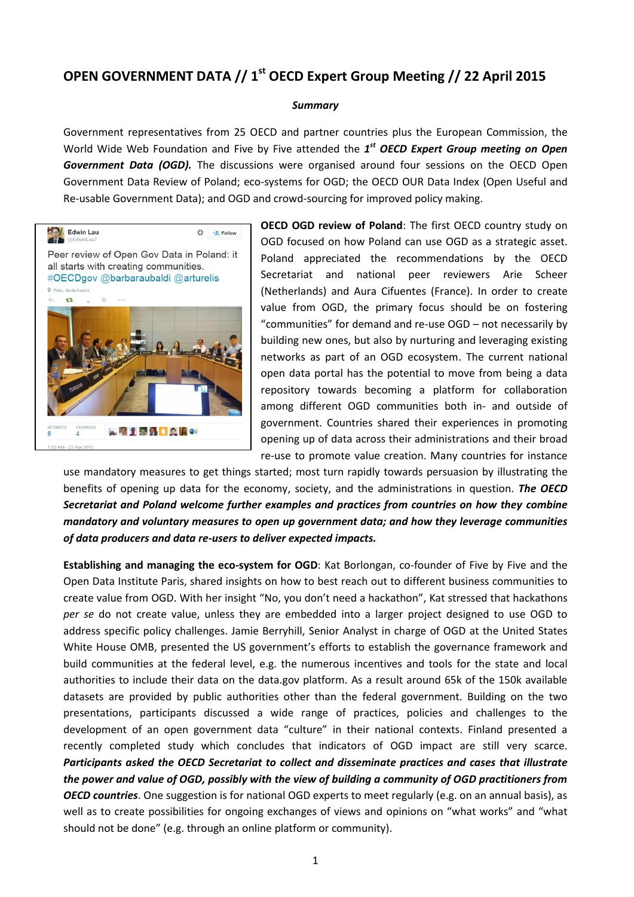# OPEN GOVERNMENT DATA // 1st OECD Expert Group Meeting // 22 April 2015

***Summary***

Government representatives from 25 OECD and partner countries plus the European Commission, the World Wide Web Foundation and Five by Five attended the ***1st OECD Expert Group meeting on Open Government Data (OGD).*** The discussions were organised around four sessions on the OECD Open Government Data Review of Poland; eco-systems for OGD; the OECD OUR Data Index (Open Useful and Re-usable Government Data); and OGD and crowd-sourcing for improved policy making.

**OECD OGD review of Poland**: The first OECD country study on OGD focused on how Poland can use OGD as a strategic asset. Poland appreciated the recommendations by the OECD Secretariat and national peer reviewers Arie Scheer (Netherlands) and Aura Cifuentes (France). In order to create value from OGD, the primary focus should be on fostering "communities" for demand and re-use OGD – not necessarily by building new ones, but also by nurturing and leveraging existing networks as part of an OGD ecosystem. The current national open data portal has the potential to move from being a data repository towards becoming a platform for collaboration among different OGD communities both in- and outside of government. Countries shared their experiences in promoting opening up of data across their administrations and their broad re-use to promote value creation. Many countries for instance use mandatory measures to get things started; most turn rapidly towards persuasion by illustrating the benefits of opening up data for the economy, society, and the administrations in question. ***The OECD Secretariat and Poland welcome further examples and practices from countries on how they combine mandatory and voluntary measures to open up government data; and how they leverage communities of data producers and data re-users to deliver expected impacts.***

**Establishing and managing the eco-system for OGD**: Kat Borlongan, co-founder of Five by Five and the Open Data Institute Paris, shared insights on how to best reach out to different business communities to create value from OGD. With her insight "No, you don't need a hackathon", Kat stressed that hackathons *per se* do not create value, unless they are embedded into a larger project designed to use OGD to address specific policy challenges. Jamie Berryhill, Senior Analyst in charge of OGD at the United States White House OMB, presented the US government's efforts to establish the governance framework and build communities at the federal level, e.g. the numerous incentives and tools for the state and local authorities to include their data on the data.gov platform. As a result around 65k of the 150k available datasets are provided by public authorities other than the federal government. Building on the two presentations, participants discussed a wide range of practices, policies and challenges to the development of an open government data "culture" in their national contexts. Finland presented a recently completed study which concludes that indicators of OGD impact are still very scarce. ***Participants asked the OECD Secretariat to collect and disseminate practices and cases that illustrate the power and value of OGD, possibly with the view of building a community of OGD practitioners from OECD countries***. One suggestion is for national OGD experts to meet regularly (e.g. on an annual basis), as well as to create possibilities for ongoing exchanges of views and opinions on "what works" and "what should not be done" (e.g. through an online platform or community).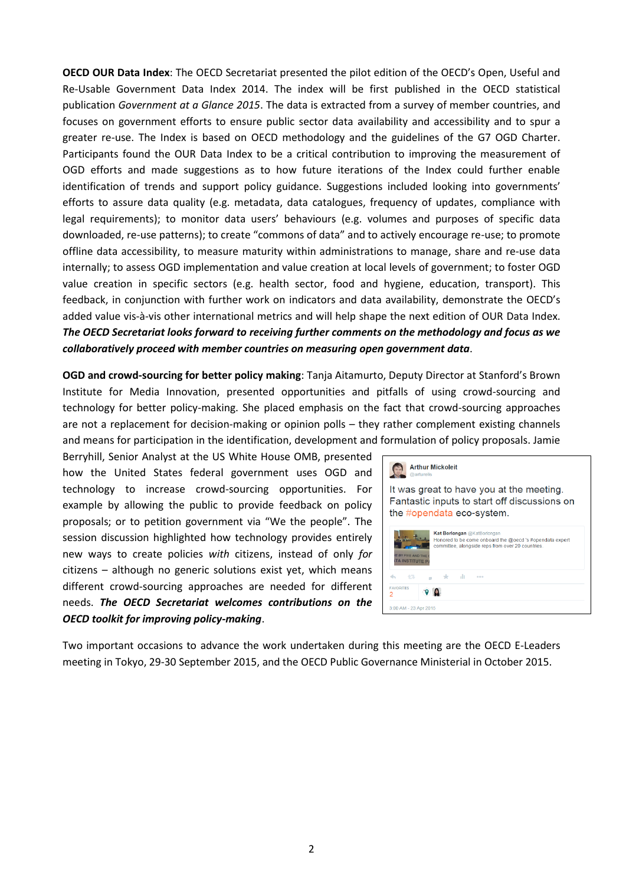**OECD OUR Data Index**: The OECD Secretariat presented the pilot edition of the OECD's Open, Useful and Re-Usable Government Data Index 2014. The index will be first published in the OECD statistical publication *Government at a Glance 2015*. The data is extracted from a survey of member countries, and focuses on government efforts to ensure public sector data availability and accessibility and to spur a greater re-use. The Index is based on OECD methodology and the guidelines of the G7 OGD Charter. Participants found the OUR Data Index to be a critical contribution to improving the measurement of OGD efforts and made suggestions as to how future iterations of the Index could further enable identification of trends and support policy guidance. Suggestions included looking into governments' efforts to assure data quality (e.g. metadata, data catalogues, frequency of updates, compliance with legal requirements); to monitor data users' behaviours (e.g. volumes and purposes of specific data downloaded, re-use patterns); to create "commons of data" and to actively encourage re-use; to promote offline data accessibility, to measure maturity within administrations to manage, share and re-use data internally; to assess OGD implementation and value creation at local levels of government; to foster OGD value creation in specific sectors (e.g. health sector, food and hygiene, education, transport). This feedback, in conjunction with further work on indicators and data availability, demonstrate the OECD's added value vis-à-vis other international metrics and will help shape the next edition of OUR Data Index. ***The OECD Secretariat looks forward to receiving further comments on the methodology and focus as we collaboratively proceed with member countries on measuring open government data***.

**OGD and crowd-sourcing for better policy making**: Tanja Aitamurto, Deputy Director at Stanford's Brown Institute for Media Innovation, presented opportunities and pitfalls of using crowd-sourcing and technology for better policy-making. She placed emphasis on the fact that crowd-sourcing approaches are not a replacement for decision-making or opinion polls – they rather complement existing channels and means for participation in the identification, development and formulation of policy proposals. Jamie Berryhill, Senior Analyst at the US White House OMB, presented how the United States federal government uses OGD and technology to increase crowd-sourcing opportunities. For example by allowing the public to provide feedback on policy proposals; or to petition government via "We the people". The session discussion highlighted how technology provides entirely new ways to create policies *with* citizens, instead of only *for* citizens – although no generic solutions exist yet, which means different crowd-sourcing approaches are needed for different needs. ***The OECD Secretariat welcomes contributions on the OECD toolkit for improving policy-making***.

Arthur Mickoleit
@arturelis

It was great to have you at the meeting. Fantastic inputs to start off discussions on the #opendata eco-system.

Kat Borlongan @KatBorlongan
Honored to be come onboard the @oecd 's #opendata expert committee, alongside reps from over 20 countries.

FAVORITES
2

3:00 AM - 23 Apr 2015

Two important occasions to advance the work undertaken during this meeting are the OECD E-Leaders meeting in Tokyo, 29-30 September 2015, and the OECD Public Governance Ministerial in October 2015.